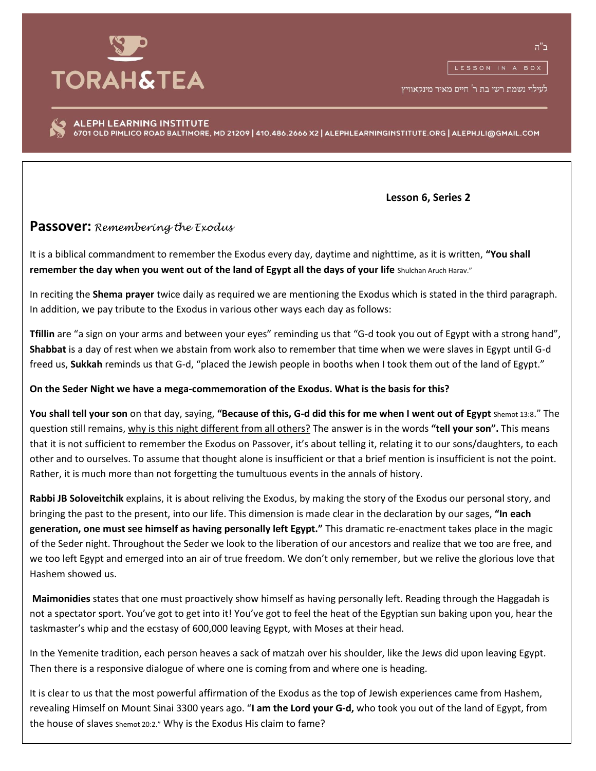TORAH&TEA

ב"ה

LESSON IN A BOX

לעילוי נשמת רשי בת ר' חיים מאיר מינקאוויץ

ALEPH LEARNING INSTITUTE
6701 OLD PIMLICO ROAD BALTIMORE, MD 21209 | 410.486.2666 X2 | ALEPHLEARNINGINSTITUTE.ORG | ALEPHJLI@GMAIL.COM

**Lesson 6, Series 2**

## Passover: *Remembering the Exodus*

It is a biblical commandment to remember the Exodus every day, daytime and nighttime, as it is written, **"You shall remember the day when you went out of the land of Egypt all the days of your life** Shulchan Aruch Harav."

In reciting the **Shema prayer** twice daily as required we are mentioning the Exodus which is stated in the third paragraph. In addition, we pay tribute to the Exodus in various other ways each day as follows:

**Tfillin** are "a sign on your arms and between your eyes" reminding us that "G-d took you out of Egypt with a strong hand", **Shabbat** is a day of rest when we abstain from work also to remember that time when we were slaves in Egypt until G-d freed us, **Sukkah** reminds us that G-d, "placed the Jewish people in booths when I took them out of the land of Egypt."

**On the Seder Night we have a mega-commemoration of the Exodus. What is the basis for this?**

**You shall tell your son** on that day, saying, **"Because of this, G-d did this for me when I went out of Egypt** Shemot 13:8." The question still remains, <u>why is this night different from all others?</u> The answer is in the words **"tell your son".** This means that it is not sufficient to remember the Exodus on Passover, it's about telling it, relating it to our sons/daughters, to each other and to ourselves. To assume that thought alone is insufficient or that a brief mention is insufficient is not the point. Rather, it is much more than not forgetting the tumultuous events in the annals of history.

**Rabbi JB Soloveitchik** explains, it is about reliving the Exodus, by making the story of the Exodus our personal story, and bringing the past to the present, into our life. This dimension is made clear in the declaration by our sages, **"In each generation, one must see himself as having personally left Egypt."** This dramatic re-enactment takes place in the magic of the Seder night. Throughout the Seder we look to the liberation of our ancestors and realize that we too are free, and we too left Egypt and emerged into an air of true freedom. We don't only remember, but we relive the glorious love that Hashem showed us.

**Maimonidies** states that one must proactively show himself as having personally left. Reading through the Haggadah is not a spectator sport. You've got to get into it! You've got to feel the heat of the Egyptian sun baking upon you, hear the taskmaster's whip and the ecstasy of 600,000 leaving Egypt, with Moses at their head.

In the Yemenite tradition, each person heaves a sack of matzah over his shoulder, like the Jews did upon leaving Egypt. Then there is a responsive dialogue of where one is coming from and where one is heading.

It is clear to us that the most powerful affirmation of the Exodus as the top of Jewish experiences came from Hashem, revealing Himself on Mount Sinai 3300 years ago. "**I am the Lord your G-d,** who took you out of the land of Egypt, from the house of slaves Shemot 20:2." Why is the Exodus His claim to fame?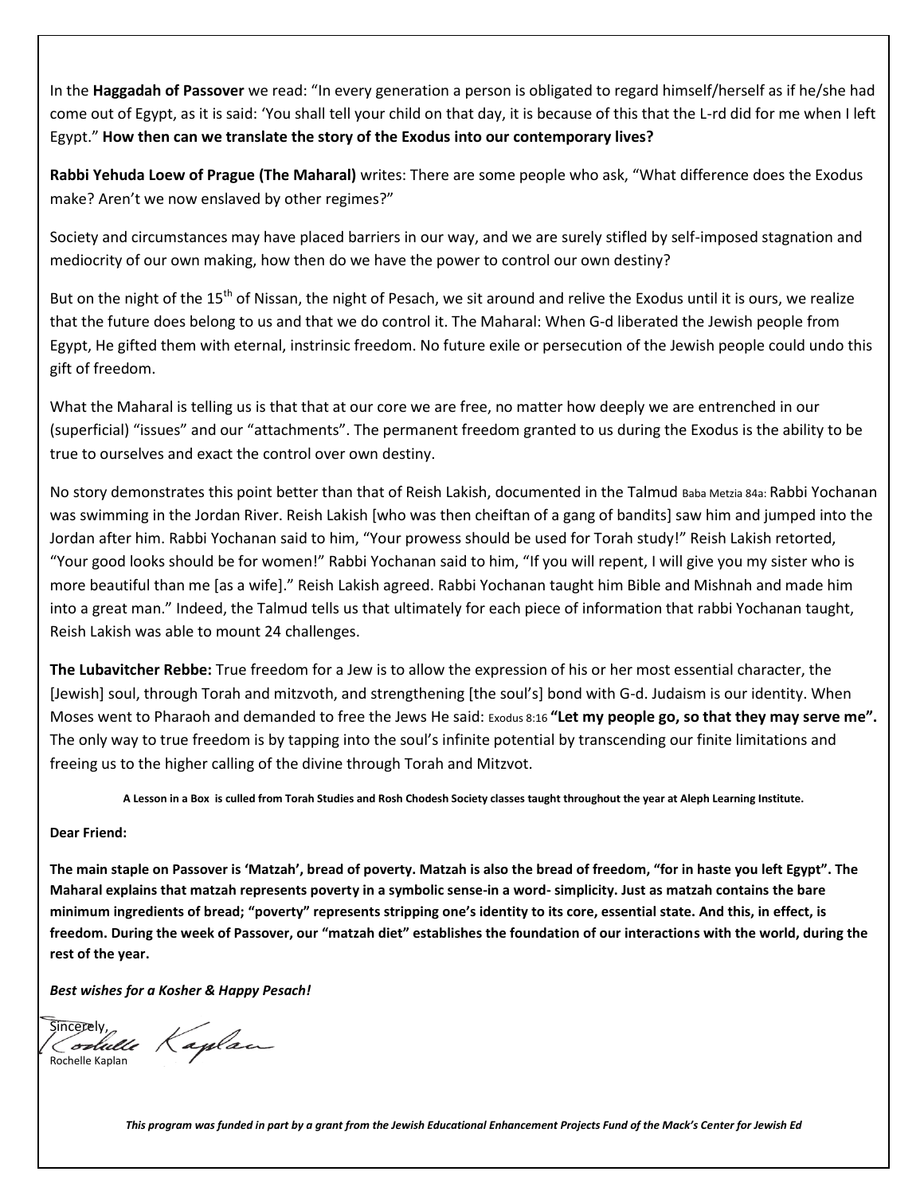In the **Haggadah of Passover** we read: "In every generation a person is obligated to regard himself/herself as if he/she had come out of Egypt, as it is said: 'You shall tell your child on that day, it is because of this that the L-rd did for me when I left Egypt." **How then can we translate the story of the Exodus into our contemporary lives?**

**Rabbi Yehuda Loew of Prague (The Maharal)** writes: There are some people who ask, "What difference does the Exodus make? Aren't we now enslaved by other regimes?"

Society and circumstances may have placed barriers in our way, and we are surely stifled by self-imposed stagnation and mediocrity of our own making, how then do we have the power to control our own destiny?

But on the night of the 15th of Nissan, the night of Pesach, we sit around and relive the Exodus until it is ours, we realize that the future does belong to us and that we do control it. The Maharal: When G-d liberated the Jewish people from Egypt, He gifted them with eternal, instrinsic freedom. No future exile or persecution of the Jewish people could undo this gift of freedom.

What the Maharal is telling us is that that at our core we are free, no matter how deeply we are entrenched in our (superficial) "issues" and our "attachments". The permanent freedom granted to us during the Exodus is the ability to be true to ourselves and exact the control over own destiny.

No story demonstrates this point better than that of Reish Lakish, documented in the Talmud Baba Metzia 84a: Rabbi Yochanan was swimming in the Jordan River. Reish Lakish [who was then cheiftan of a gang of bandits] saw him and jumped into the Jordan after him. Rabbi Yochanan said to him, "Your prowess should be used for Torah study!" Reish Lakish retorted, "Your good looks should be for women!" Rabbi Yochanan said to him, "If you will repent, I will give you my sister who is more beautiful than me [as a wife]." Reish Lakish agreed. Rabbi Yochanan taught him Bible and Mishnah and made him into a great man." Indeed, the Talmud tells us that ultimately for each piece of information that rabbi Yochanan taught, Reish Lakish was able to mount 24 challenges.

**The Lubavitcher Rebbe:** True freedom for a Jew is to allow the expression of his or her most essential character, the [Jewish] soul, through Torah and mitzvoth, and strengthening [the soul's] bond with G-d. Judaism is our identity. When Moses went to Pharaoh and demanded to free the Jews He said: Exodus 8:16 **"Let my people go, so that they may serve me".** The only way to true freedom is by tapping into the soul's infinite potential by transcending our finite limitations and freeing us to the higher calling of the divine through Torah and Mitzvot.

**A Lesson in a Box is culled from Torah Studies and Rosh Chodesh Society classes taught throughout the year at Aleph Learning Institute.**

**Dear Friend:**

**The main staple on Passover is 'Matzah', bread of poverty. Matzah is also the bread of freedom, "for in haste you left Egypt". The Maharal explains that matzah represents poverty in a symbolic sense-in a word- simplicity. Just as matzah contains the bare minimum ingredients of bread; "poverty" represents stripping one's identity to its core, essential state. And this, in effect, is freedom. During the week of Passover, our "matzah diet" establishes the foundation of our interactions with the world, during the rest of the year.**

***Best wishes for a Kosher & Happy Pesach!***

Sincerely,

Rochelle Kaplan

Rochelle Kaplan

*This program was funded in part by a grant from the Jewish Educational Enhancement Projects Fund of the Mack's Center for Jewish Ed*